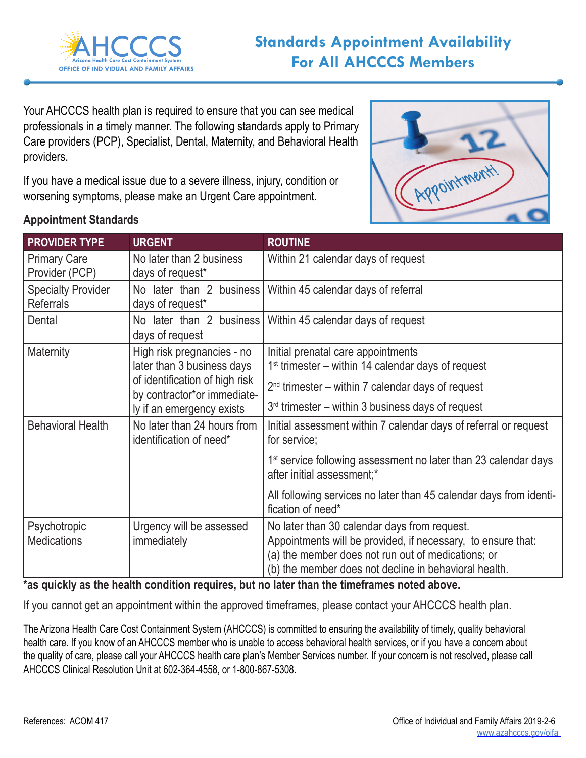AHCCCS
Arizona Health Care Cost Containment System
OFFICE OF INDIVIDUAL AND FAMILY AFFAIRS

# Standards Appointment Availability For All AHCCCS Members

Your AHCCCS health plan is required to ensure that you can see medical professionals in a timely manner. The following standards apply to Primary Care providers (PCP), Specialist, Dental, Maternity, and Behavioral Health providers.

If you have a medical issue due to a severe illness, injury, condition or worsening symptoms, please make an Urgent Care appointment.

**Appointment Standards**

| PROVIDER TYPE | URGENT | ROUTINE |
|---|---|---|
| Primary Care Provider (PCP) | No later than 2 business days of request* | Within 21 calendar days of request |
| Specialty Provider Referrals | No later than 2 business days of request* | Within 45 calendar days of referral |
| Dental | No later than 2 business days of request | Within 45 calendar days of request |
| Maternity | High risk pregnancies - no later than 3 business days of identification of high risk by contractor*or immediately if an emergency exists | Initial prenatal care appointments<br>1st trimester – within 14 calendar days of request<br>2nd trimester – within 7 calendar days of request<br>3rd trimester – within 3 business days of request |
| Behavioral Health | No later than 24 hours from identification of need* | Initial assessment within 7 calendar days of referral or request for service;<br>1st service following assessment no later than 23 calendar days after initial assessment;*<br>All following services no later than 45 calendar days from identification of need* |
| Psychotropic Medications | Urgency will be assessed immediately | No later than 30 calendar days from request. Appointments will be provided, if necessary, to ensure that: (a) the member does not run out of medications; or (b) the member does not decline in behavioral health. |

**\*as quickly as the health condition requires, but no later than the timeframes noted above.**

If you cannot get an appointment within the approved timeframes, please contact your AHCCCS health plan.

The Arizona Health Care Cost Containment System (AHCCCS) is committed to ensuring the availability of timely, quality behavioral health care. If you know of an AHCCCS member who is unable to access behavioral health services, or if you have a concern about the quality of care, please call your AHCCCS health care plan's Member Services number. If your concern is not resolved, please call AHCCCS Clinical Resolution Unit at 602-364-4558, or 1-800-867-5308.

References: ACOM 417

Office of Individual and Family Affairs 2019-2-6
www.azahcccs.gov/oifa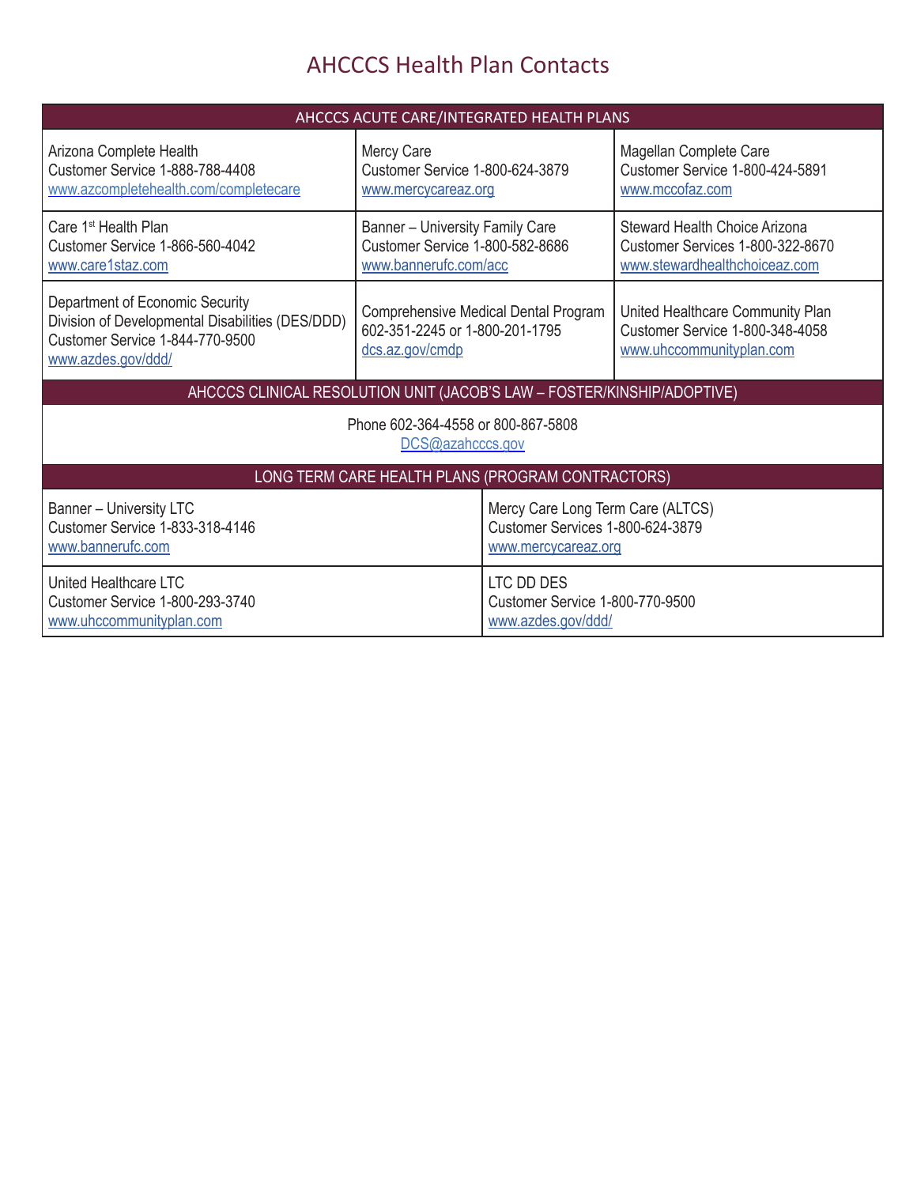# AHCCCS Health Plan Contacts

| AHCCCS ACUTE CARE/INTEGRATED HEALTH PLANS | | |
|---|---|---|
| Arizona Complete Health<br>Customer Service 1-888-788-4408<br>www.azcompletehealth.com/completecare | Mercy Care<br>Customer Service 1-800-624-3879<br>www.mercycareaz.org | Magellan Complete Care<br>Customer Service 1-800-424-5891<br>www.mccofaz.com |
| Care 1st Health Plan<br>Customer Service 1-866-560-4042<br>www.care1staz.com | Banner – University Family Care<br>Customer Service 1-800-582-8686<br>www.bannerufc.com/acc | Steward Health Choice Arizona<br>Customer Services 1-800-322-8670<br>www.stewardhealthchoiceaz.com |
| Department of Economic Security<br>Division of Developmental Disabilities (DES/DDD)<br>Customer Service 1-844-770-9500<br>www.azdes.gov/ddd/ | Comprehensive Medical Dental Program<br>602-351-2245 or 1-800-201-1795<br>dcs.az.gov/cmdp | United Healthcare Community Plan<br>Customer Service 1-800-348-4058<br>www.uhccommunityplan.com |

| AHCCCS CLINICAL RESOLUTION UNIT (JACOB'S LAW – FOSTER/KINSHIP/ADOPTIVE) |
|---|
| Phone 602-364-4558 or 800-867-5808<br>DCS@azahcccs.gov |

| LONG TERM CARE HEALTH PLANS (PROGRAM CONTRACTORS) | |
|---|---|
| Banner – University LTC<br>Customer Service 1-833-318-4146<br>www.bannerufc.com | Mercy Care Long Term Care (ALTCS)<br>Customer Services 1-800-624-3879<br>www.mercycareaz.org |
| United Healthcare LTC<br>Customer Service 1-800-293-3740<br>www.uhccommunityplan.com | LTC DD DES<br>Customer Service 1-800-770-9500<br>www.azdes.gov/ddd/ |